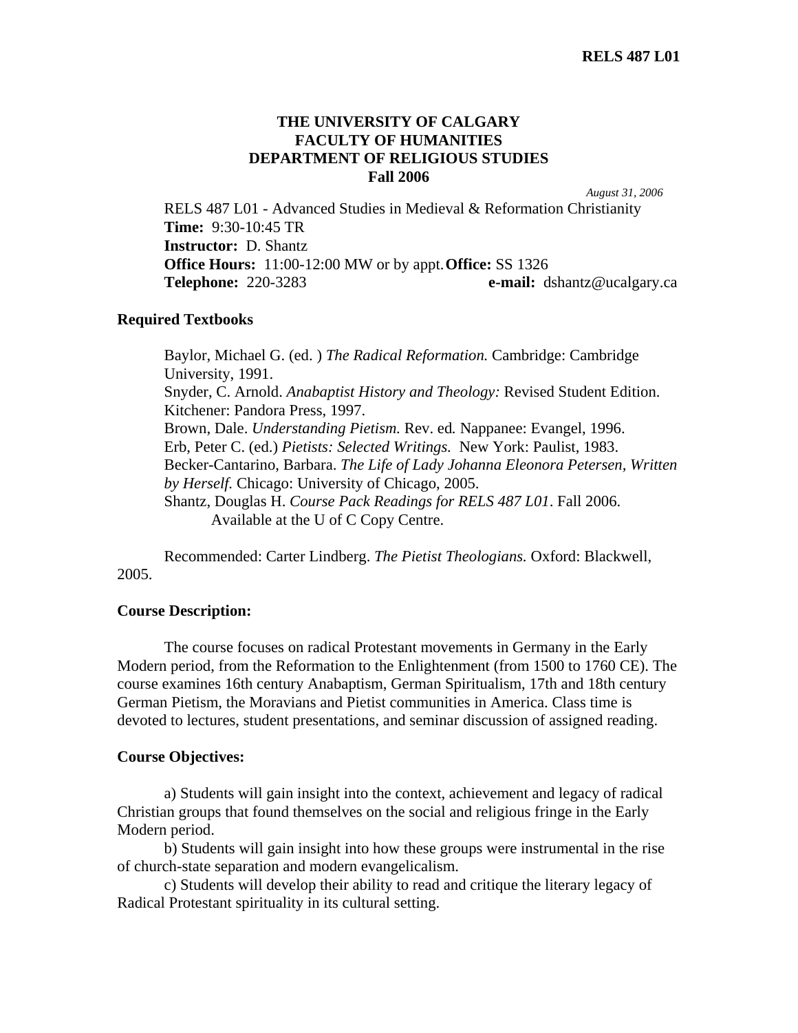RELS 487 L01

# THE UNIVERSITY OF CALGARY
## FACULTY OF HUMANITIES
## DEPARTMENT OF RELIGIOUS STUDIES
## Fall 2006

*August 31, 2006*

RELS 487 L01 - Advanced Studies in Medieval & Reformation Christianity
**Time:** 9:30-10:45 TR
**Instructor:** D. Shantz
**Office Hours:** 11:00-12:00 MW or by appt. **Office:** SS 1326
**Telephone:** 220-3283 **e-mail:** dshantz@ucalgary.ca

### Required Textbooks

Baylor, Michael G. (ed. ) *The Radical Reformation.* Cambridge: Cambridge University, 1991.
Snyder, C. Arnold. *Anabaptist History and Theology:* Revised Student Edition. Kitchener: Pandora Press, 1997.
Brown, Dale. *Understanding Pietism.* Rev. ed. Nappanee: Evangel, 1996.
Erb, Peter C. (ed.) *Pietists: Selected Writings.* New York: Paulist, 1983.
Becker-Cantarino, Barbara. *The Life of Lady Johanna Eleonora Petersen, Written by Herself.* Chicago: University of Chicago, 2005.
Shantz, Douglas H. *Course Pack Readings for RELS 487 L01*. Fall 2006. Available at the U of C Copy Centre.

Recommended: Carter Lindberg. *The Pietist Theologians.* Oxford: Blackwell, 2005.

### Course Description:

The course focuses on radical Protestant movements in Germany in the Early Modern period, from the Reformation to the Enlightenment (from 1500 to 1760 CE). The course examines 16th century Anabaptism, German Spiritualism, 17th and 18th century German Pietism, the Moravians and Pietist communities in America. Class time is devoted to lectures, student presentations, and seminar discussion of assigned reading.

### Course Objectives:

a) Students will gain insight into the context, achievement and legacy of radical Christian groups that found themselves on the social and religious fringe in the Early Modern period.

b) Students will gain insight into how these groups were instrumental in the rise of church-state separation and modern evangelicalism.

c) Students will develop their ability to read and critique the literary legacy of Radical Protestant spirituality in its cultural setting.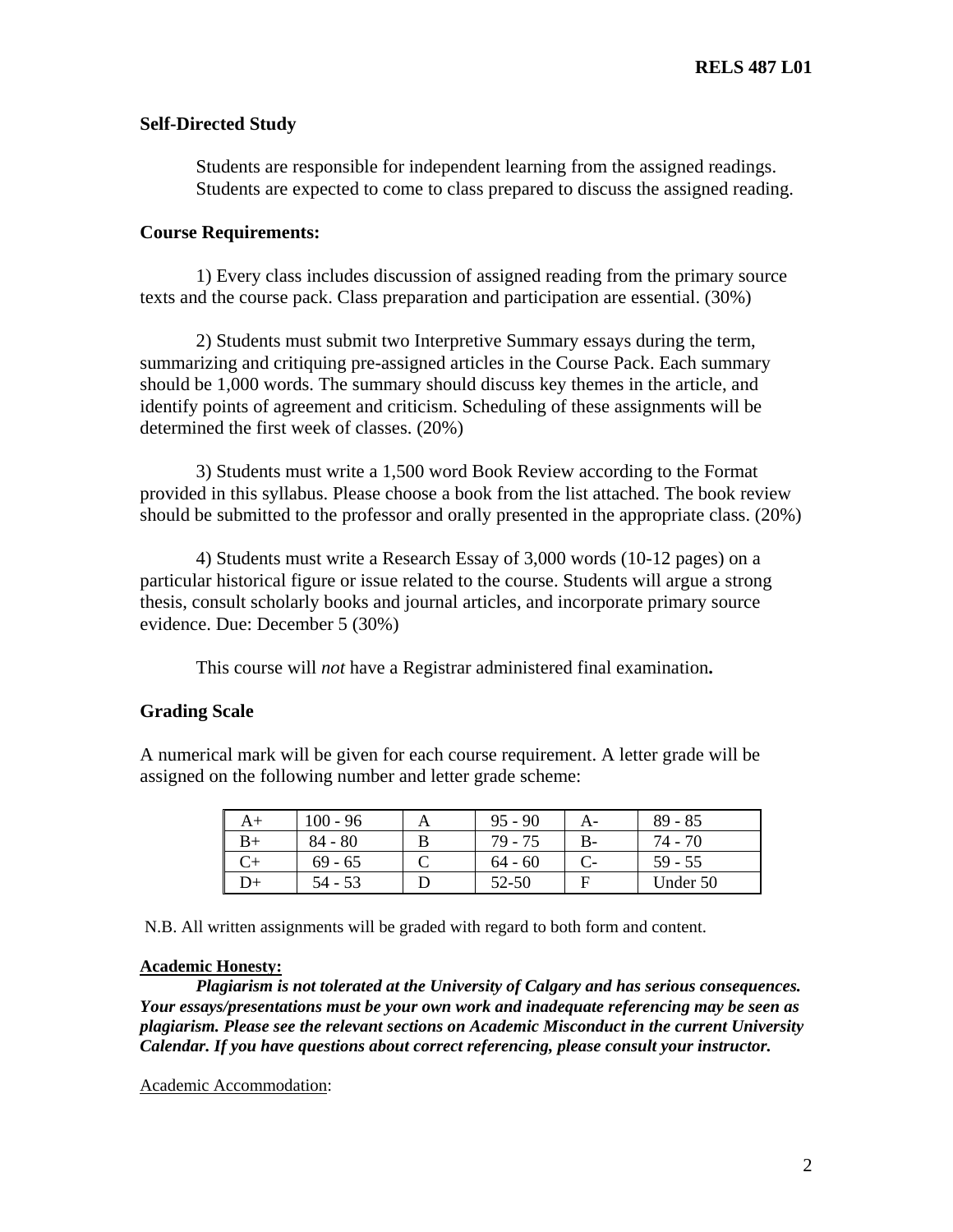### Self-Directed Study

Students are responsible for independent learning from the assigned readings. Students are expected to come to class prepared to discuss the assigned reading.

### Course Requirements:

1) Every class includes discussion of assigned reading from the primary source texts and the course pack. Class preparation and participation are essential. (30%)

2) Students must submit two Interpretive Summary essays during the term, summarizing and critiquing pre-assigned articles in the Course Pack. Each summary should be 1,000 words. The summary should discuss key themes in the article, and identify points of agreement and criticism. Scheduling of these assignments will be determined the first week of classes. (20%)

3) Students must write a 1,500 word Book Review according to the Format provided in this syllabus. Please choose a book from the list attached. The book review should be submitted to the professor and orally presented in the appropriate class. (20%)

4) Students must write a Research Essay of 3,000 words (10-12 pages) on a particular historical figure or issue related to the course. Students will argue a strong thesis, consult scholarly books and journal articles, and incorporate primary source evidence. Due: December 5 (30%)

This course will *not* have a Registrar administered final examination**.**

### Grading Scale

A numerical mark will be given for each course requirement. A letter grade will be assigned on the following number and letter grade scheme:

| A+ | 100 - 96 | A | 95 - 90 | A- | 89 - 85 |
|---|---|---|---|---|---|
| B+ | 84 - 80 | B | 79 - 75 | B- | 74 - 70 |
| C+ | 69 - 65 | C | 64 - 60 | C- | 59 - 55 |
| D+ | 54 - 53 | D | 52-50 | F | Under 50 |

N.B. All written assignments will be graded with regard to both form and content.

**Academic Honesty:**

***Plagiarism is not tolerated at the University of Calgary and has serious consequences. Your essays/presentations must be your own work and inadequate referencing may be seen as plagiarism. Please see the relevant sections on Academic Misconduct in the current University Calendar. If you have questions about correct referencing, please consult your instructor.***

Academic Accommodation: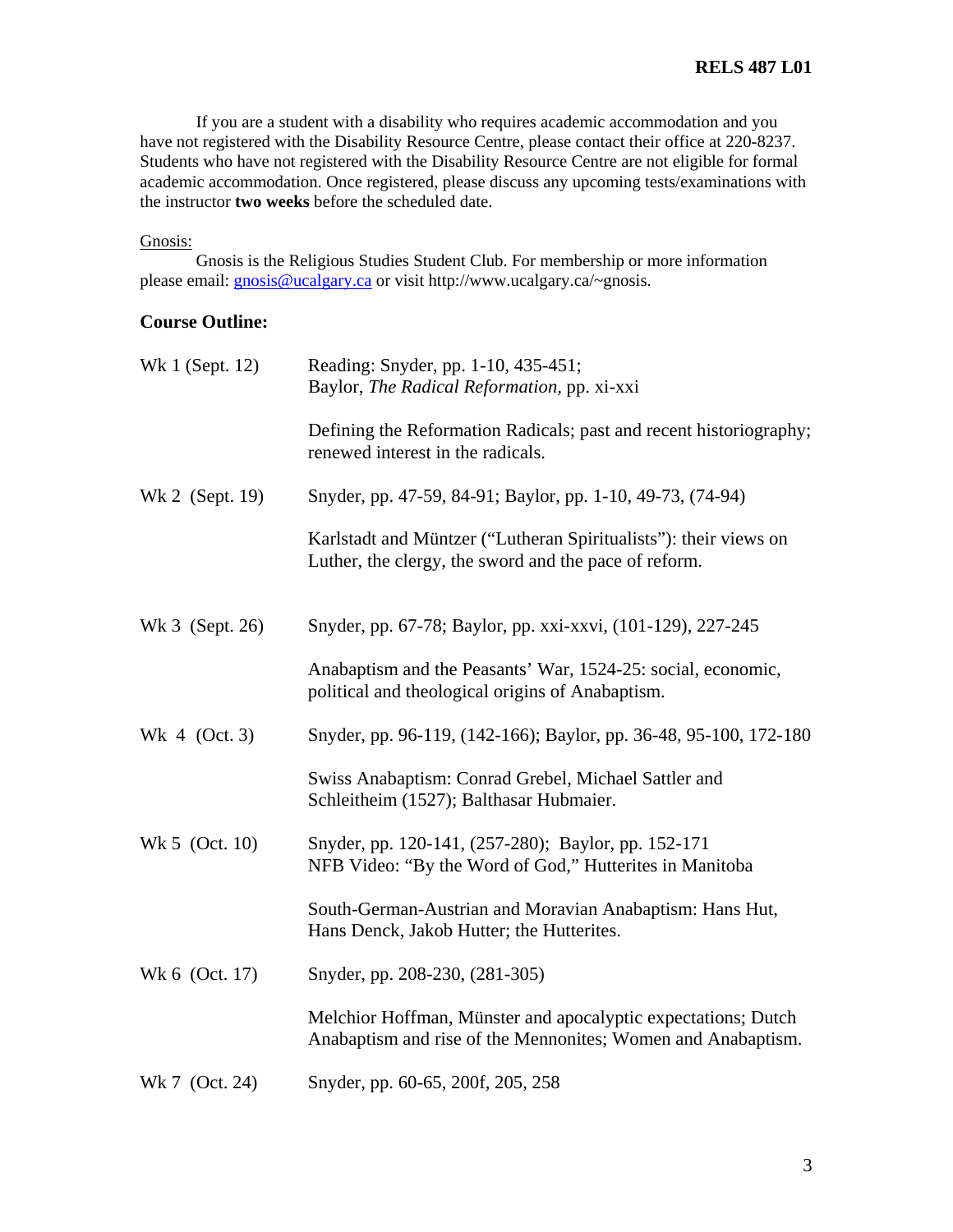If you are a student with a disability who requires academic accommodation and you have not registered with the Disability Resource Centre, please contact their office at 220-8237. Students who have not registered with the Disability Resource Centre are not eligible for formal academic accommodation. Once registered, please discuss any upcoming tests/examinations with the instructor **two weeks** before the scheduled date.

Gnosis:

Gnosis is the Religious Studies Student Club. For membership or more information please email: gnosis@ucalgary.ca or visit http://www.ucalgary.ca/~gnosis.

**Course Outline:**

| | |
|---|---|
| Wk 1 (Sept. 12) | Reading: Snyder, pp. 1-10, 435-451; Baylor, *The Radical Reformation*, pp. xi-xxi |
| | Defining the Reformation Radicals; past and recent historiography; renewed interest in the radicals. |
| Wk 2 (Sept. 19) | Snyder, pp. 47-59, 84-91; Baylor, pp. 1-10, 49-73, (74-94) |
| | Karlstadt and Müntzer ("Lutheran Spiritualists"): their views on Luther, the clergy, the sword and the pace of reform. |
| Wk 3 (Sept. 26) | Snyder, pp. 67-78; Baylor, pp. xxi-xxvi, (101-129), 227-245 |
| | Anabaptism and the Peasants' War, 1524-25: social, economic, political and theological origins of Anabaptism. |
| Wk 4 (Oct. 3) | Snyder, pp. 96-119, (142-166); Baylor, pp. 36-48, 95-100, 172-180 |
| | Swiss Anabaptism: Conrad Grebel, Michael Sattler and Schleitheim (1527); Balthasar Hubmaier. |
| Wk 5 (Oct. 10) | Snyder, pp. 120-141, (257-280); Baylor, pp. 152-171<br>NFB Video: "By the Word of God," Hutterites in Manitoba |
| | South-German-Austrian and Moravian Anabaptism: Hans Hut, Hans Denck, Jakob Hutter; the Hutterites. |
| Wk 6 (Oct. 17) | Snyder, pp. 208-230, (281-305) |
| | Melchior Hoffman, Münster and apocalyptic expectations; Dutch Anabaptism and rise of the Mennonites; Women and Anabaptism. |
| Wk 7 (Oct. 24) | Snyder, pp. 60-65, 200f, 205, 258 |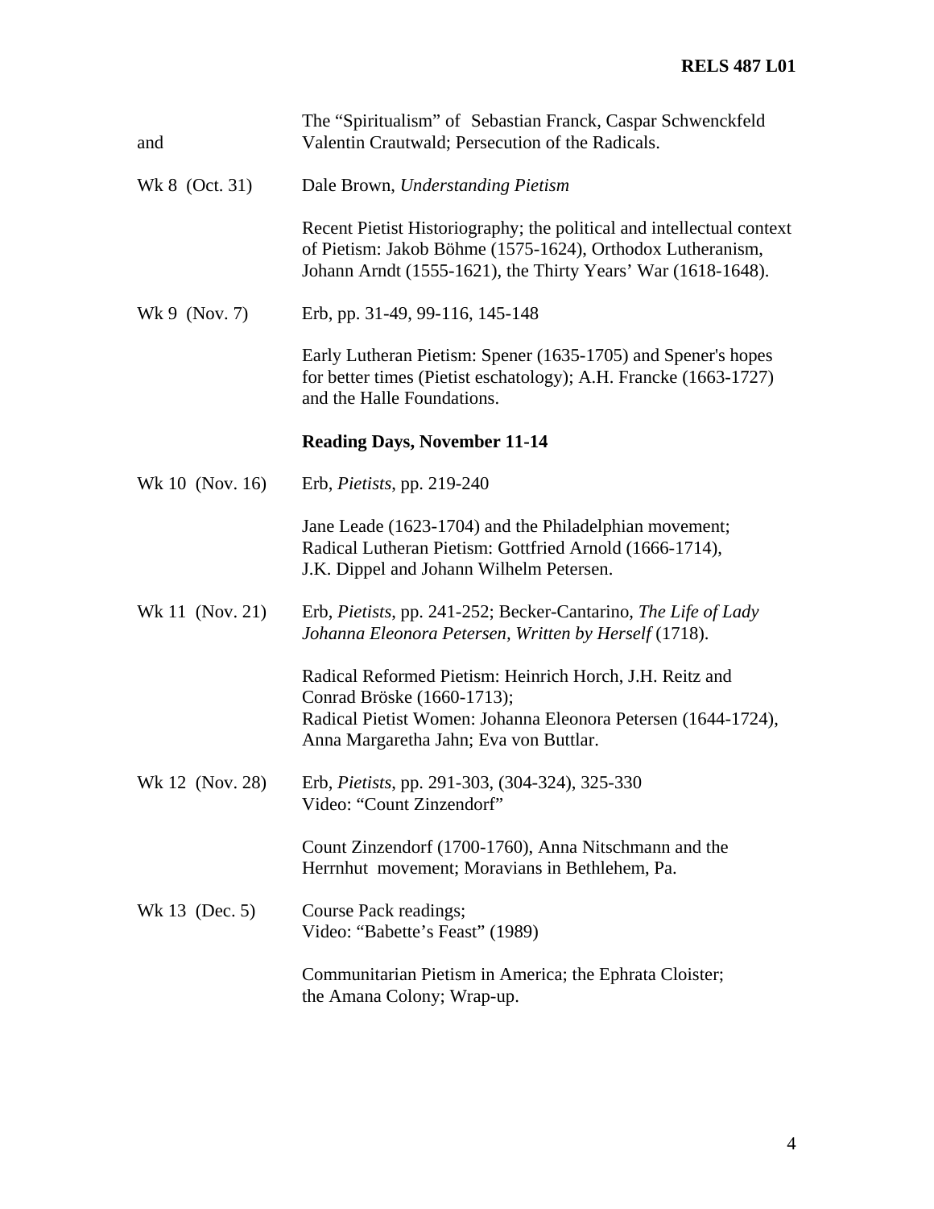| | |
|---|---|
| and | The "Spiritualism" of Sebastian Franck, Caspar Schwenckfeld Valentin Crautwald; Persecution of the Radicals. |
| Wk 8 (Oct. 31) | Dale Brown, *Understanding Pietism* |
| | Recent Pietist Historiography; the political and intellectual context of Pietism: Jakob Böhme (1575-1624), Orthodox Lutheranism, Johann Arndt (1555-1621), the Thirty Years' War (1618-1648). |
| Wk 9 (Nov. 7) | Erb, pp. 31-49, 99-116, 145-148 |
| | Early Lutheran Pietism: Spener (1635-1705) and Spener's hopes for better times (Pietist eschatology); A.H. Francke (1663-1727) and the Halle Foundations. |
| | **Reading Days, November 11-14** |
| Wk 10 (Nov. 16) | Erb, *Pietists*, pp. 219-240 |
| | Jane Leade (1623-1704) and the Philadelphian movement; Radical Lutheran Pietism: Gottfried Arnold (1666-1714), J.K. Dippel and Johann Wilhelm Petersen. |
| Wk 11 (Nov. 21) | Erb, *Pietists*, pp. 241-252; Becker-Cantarino, *The Life of Lady Johanna Eleonora Petersen, Written by Herself* (1718). |
| | Radical Reformed Pietism: Heinrich Horch, J.H. Reitz and Conrad Bröske (1660-1713); Radical Pietist Women: Johanna Eleonora Petersen (1644-1724), Anna Margaretha Jahn; Eva von Buttlar. |
| Wk 12 (Nov. 28) | Erb, *Pietists*, pp. 291-303, (304-324), 325-330 Video: "Count Zinzendorf" |
| | Count Zinzendorf (1700-1760), Anna Nitschmann and the Herrnhut movement; Moravians in Bethlehem, Pa. |
| Wk 13 (Dec. 5) | Course Pack readings; Video: "Babette's Feast" (1989) |
| | Communitarian Pietism in America; the Ephrata Cloister; the Amana Colony; Wrap-up. |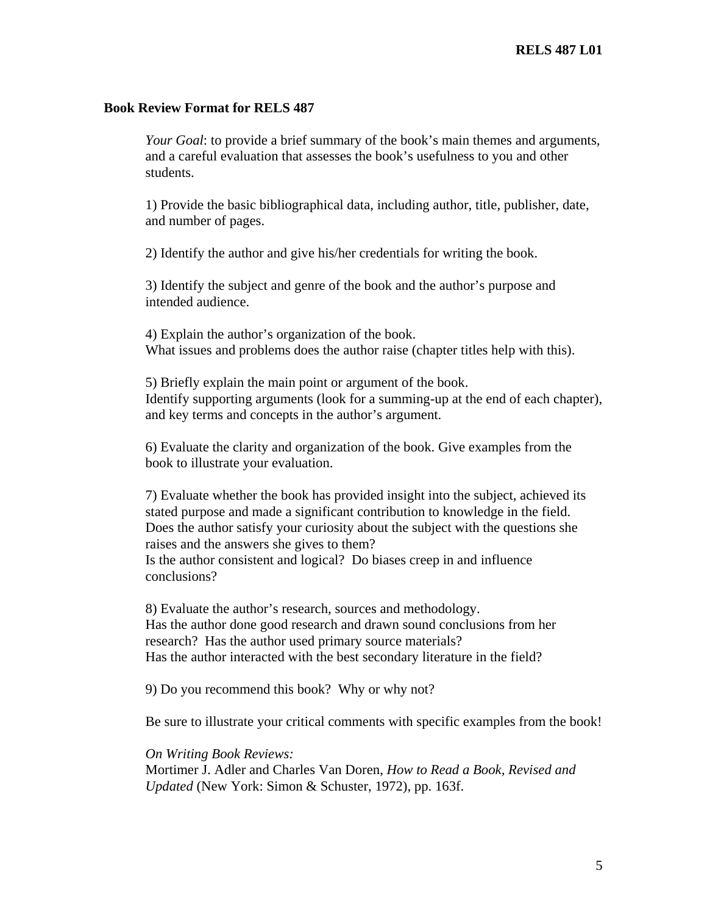## Book Review Format for RELS 487

*Your Goal*: to provide a brief summary of the book's main themes and arguments, and a careful evaluation that assesses the book's usefulness to you and other students.

1) Provide the basic bibliographical data, including author, title, publisher, date, and number of pages.

2) Identify the author and give his/her credentials for writing the book.

3) Identify the subject and genre of the book and the author's purpose and intended audience.

4) Explain the author's organization of the book.
What issues and problems does the author raise (chapter titles help with this).

5) Briefly explain the main point or argument of the book.
Identify supporting arguments (look for a summing-up at the end of each chapter), and key terms and concepts in the author's argument.

6) Evaluate the clarity and organization of the book. Give examples from the book to illustrate your evaluation.

7) Evaluate whether the book has provided insight into the subject, achieved its stated purpose and made a significant contribution to knowledge in the field.
Does the author satisfy your curiosity about the subject with the questions she raises and the answers she gives to them?
Is the author consistent and logical? Do biases creep in and influence conclusions?

8) Evaluate the author's research, sources and methodology.
Has the author done good research and drawn sound conclusions from her research? Has the author used primary source materials?
Has the author interacted with the best secondary literature in the field?

9) Do you recommend this book? Why or why not?

Be sure to illustrate your critical comments with specific examples from the book!

*On Writing Book Reviews:*
Mortimer J. Adler and Charles Van Doren, *How to Read a Book, Revised and Updated* (New York: Simon & Schuster, 1972), pp. 163f.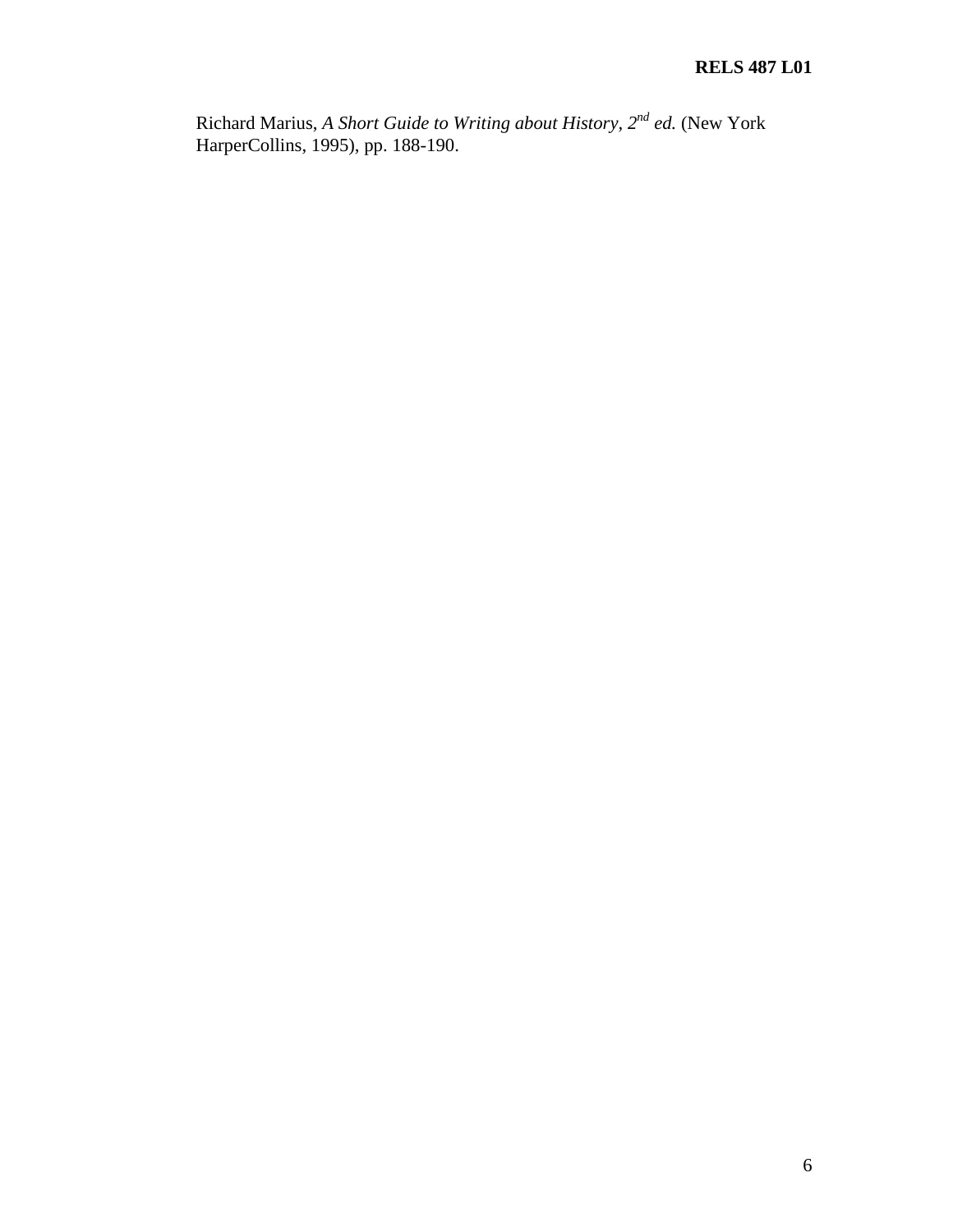Richard Marius, *A Short Guide to Writing about History, 2nd ed.* (New York HarperCollins, 1995), pp. 188-190.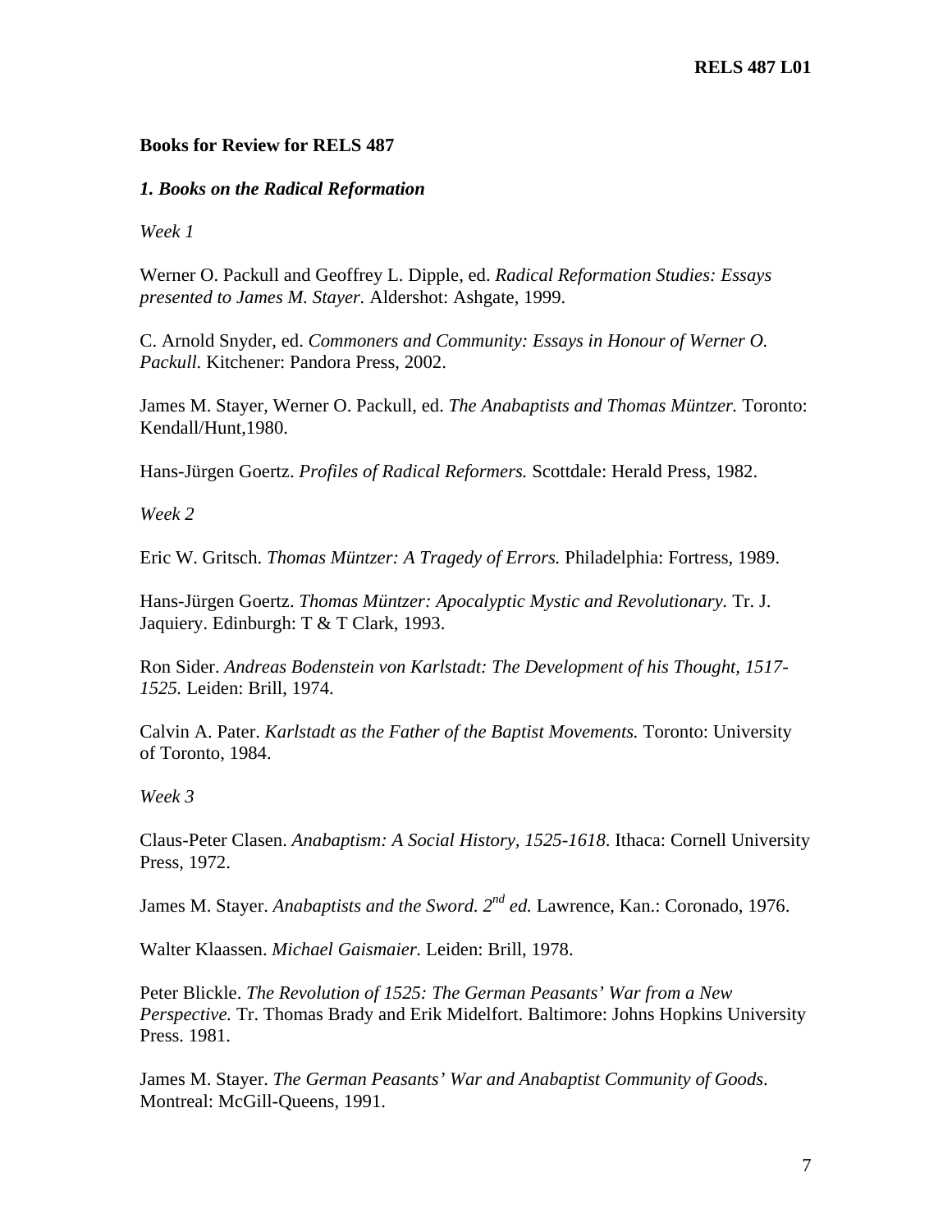## Books for Review for RELS 487

### *1. Books on the Radical Reformation*

*Week 1*

Werner O. Packull and Geoffrey L. Dipple, ed. *Radical Reformation Studies: Essays presented to James M. Stayer.* Aldershot: Ashgate, 1999.

C. Arnold Snyder, ed. *Commoners and Community: Essays in Honour of Werner O. Packull.* Kitchener: Pandora Press, 2002.

James M. Stayer, Werner O. Packull, ed. *The Anabaptists and Thomas Müntzer.* Toronto: Kendall/Hunt,1980.

Hans-Jürgen Goertz. *Profiles of Radical Reformers.* Scottdale: Herald Press, 1982.

*Week 2*

Eric W. Gritsch. *Thomas Müntzer: A Tragedy of Errors.* Philadelphia: Fortress, 1989.

Hans-Jürgen Goertz. *Thomas Müntzer: Apocalyptic Mystic and Revolutionary.* Tr. J. Jaquiery. Edinburgh: T & T Clark, 1993.

Ron Sider. *Andreas Bodenstein von Karlstadt: The Development of his Thought, 1517-1525.* Leiden: Brill, 1974.

Calvin A. Pater. *Karlstadt as the Father of the Baptist Movements.* Toronto: University of Toronto, 1984.

*Week 3*

Claus-Peter Clasen. *Anabaptism: A Social History, 1525-1618*. Ithaca: Cornell University Press, 1972.

James M. Stayer. *Anabaptists and the Sword. 2nd ed.* Lawrence, Kan.: Coronado, 1976.

Walter Klaassen. *Michael Gaismaier.* Leiden: Brill, 1978.

Peter Blickle. *The Revolution of 1525: The German Peasants' War from a New Perspective.* Tr. Thomas Brady and Erik Midelfort. Baltimore: Johns Hopkins University Press. 1981.

James M. Stayer. *The German Peasants' War and Anabaptist Community of Goods*. Montreal: McGill-Queens, 1991.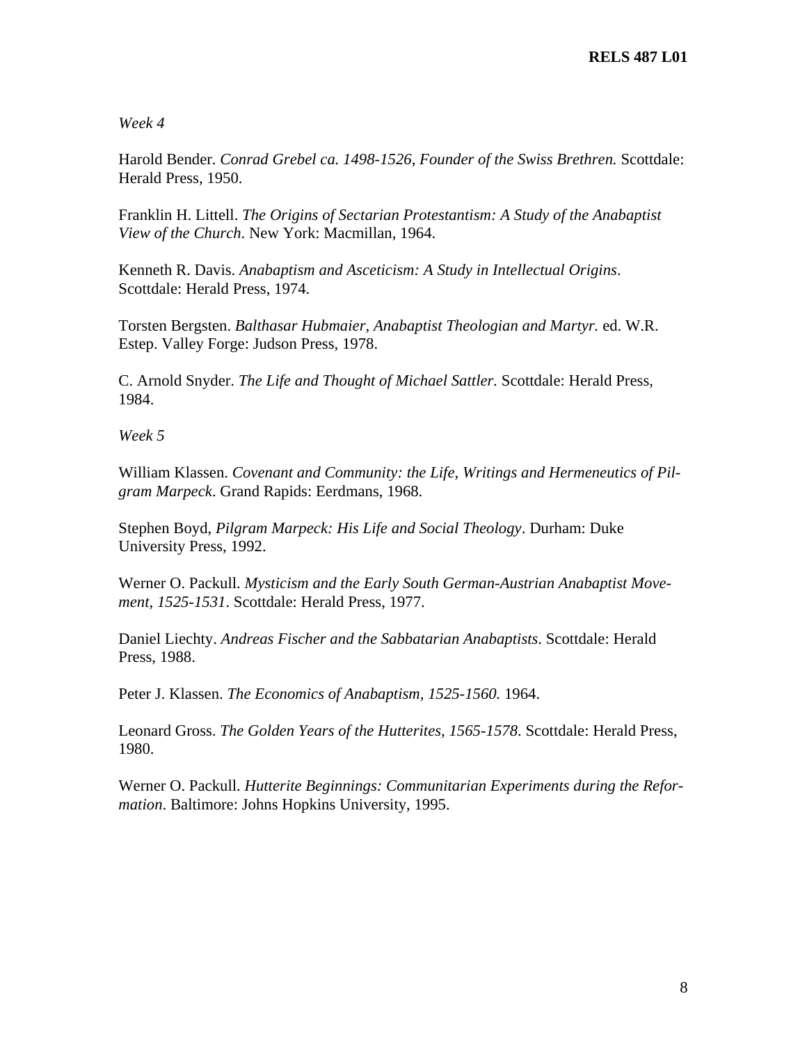*Week 4*

Harold Bender. *Conrad Grebel ca. 1498-1526, Founder of the Swiss Brethren.* Scottdale: Herald Press, 1950.

Franklin H. Littell. *The Origins of Sectarian Protestantism: A Study of the Anabaptist View of the Church*. New York: Macmillan, 1964.

Kenneth R. Davis. *Anabaptism and Asceticism: A Study in Intellectual Origins*. Scottdale: Herald Press, 1974.

Torsten Bergsten. *Balthasar Hubmaier, Anabaptist Theologian and Martyr.* ed. W.R. Estep. Valley Forge: Judson Press, 1978.

C. Arnold Snyder. *The Life and Thought of Michael Sattler*. Scottdale: Herald Press, 1984.

*Week 5*

William Klassen. *Covenant and Community: the Life, Writings and Hermeneutics of Pilgram Marpeck*. Grand Rapids: Eerdmans, 1968.

Stephen Boyd, *Pilgram Marpeck: His Life and Social Theology*. Durham: Duke University Press, 1992.

Werner O. Packull. *Mysticism and the Early South German-Austrian Anabaptist Movement, 1525-1531*. Scottdale: Herald Press, 1977.

Daniel Liechty. *Andreas Fischer and the Sabbatarian Anabaptists*. Scottdale: Herald Press, 1988.

Peter J. Klassen. *The Economics of Anabaptism, 1525-1560.* 1964.

Leonard Gross. *The Golden Years of the Hutterites, 1565-1578*. Scottdale: Herald Press, 1980.

Werner O. Packull. *Hutterite Beginnings: Communitarian Experiments during the Reformation*. Baltimore: Johns Hopkins University, 1995.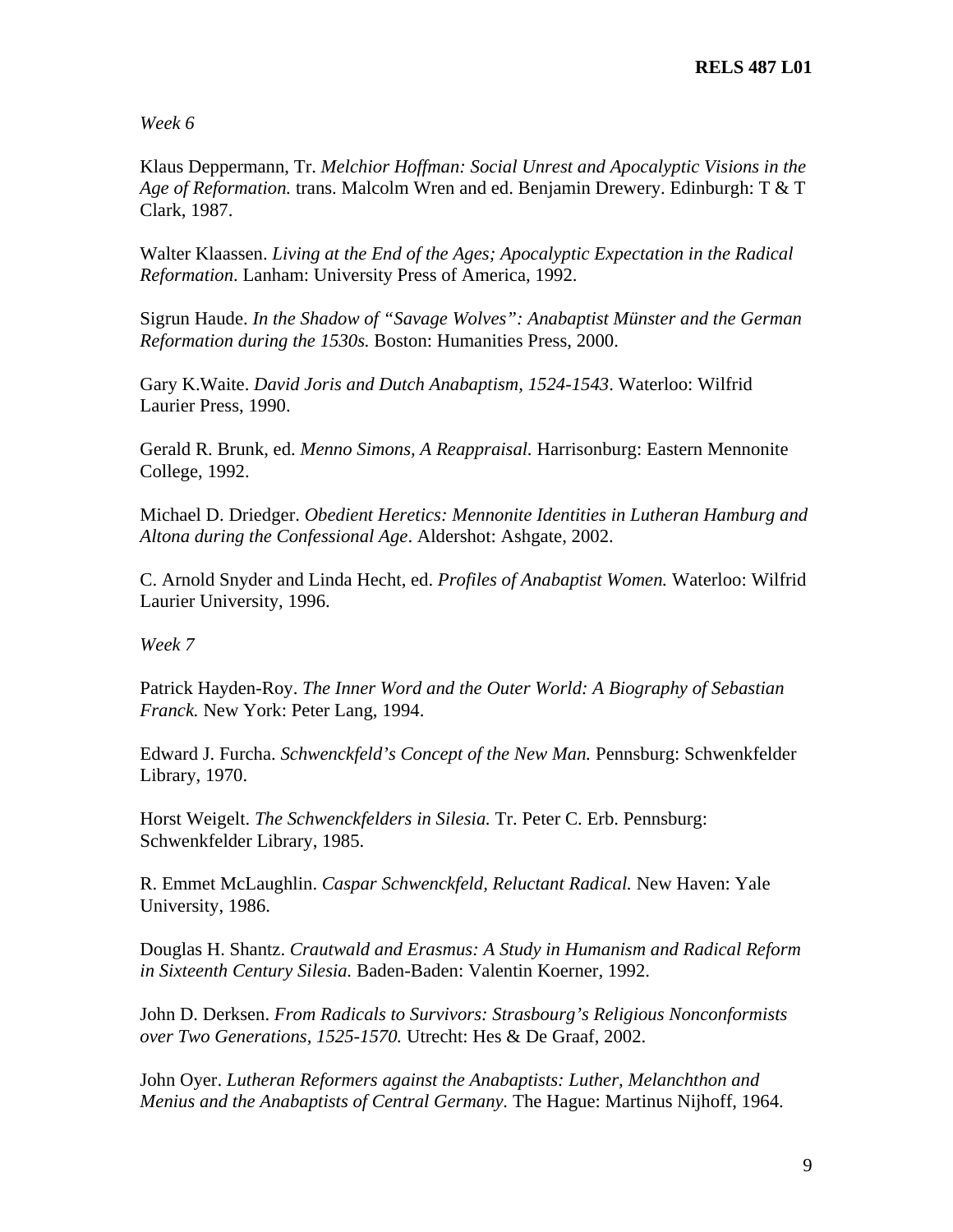*Week 6*

Klaus Deppermann, Tr. *Melchior Hoffman: Social Unrest and Apocalyptic Visions in the Age of Reformation.* trans. Malcolm Wren and ed. Benjamin Drewery. Edinburgh: T & T Clark, 1987.

Walter Klaassen. *Living at the End of the Ages; Apocalyptic Expectation in the Radical Reformation*. Lanham: University Press of America, 1992.

Sigrun Haude. *In the Shadow of "Savage Wolves": Anabaptist Münster and the German Reformation during the 1530s.* Boston: Humanities Press, 2000.

Gary K.Waite. *David Joris and Dutch Anabaptism, 1524-1543*. Waterloo: Wilfrid Laurier Press, 1990.

Gerald R. Brunk, ed. *Menno Simons, A Reappraisal.* Harrisonburg: Eastern Mennonite College, 1992.

Michael D. Driedger. *Obedient Heretics: Mennonite Identities in Lutheran Hamburg and Altona during the Confessional Age*. Aldershot: Ashgate, 2002.

C. Arnold Snyder and Linda Hecht, ed. *Profiles of Anabaptist Women.* Waterloo: Wilfrid Laurier University, 1996.

*Week 7*

Patrick Hayden-Roy. *The Inner Word and the Outer World: A Biography of Sebastian Franck.* New York: Peter Lang, 1994.

Edward J. Furcha. *Schwenckfeld's Concept of the New Man.* Pennsburg: Schwenkfelder Library, 1970.

Horst Weigelt. *The Schwenckfelders in Silesia.* Tr. Peter C. Erb. Pennsburg: Schwenkfelder Library, 1985.

R. Emmet McLaughlin. *Caspar Schwenckfeld, Reluctant Radical.* New Haven: Yale University, 1986.

Douglas H. Shantz. *Crautwald and Erasmus: A Study in Humanism and Radical Reform in Sixteenth Century Silesia.* Baden-Baden: Valentin Koerner, 1992.

John D. Derksen. *From Radicals to Survivors: Strasbourg's Religious Nonconformists over Two Generations, 1525-1570.* Utrecht: Hes & De Graaf, 2002.

John Oyer. *Lutheran Reformers against the Anabaptists: Luther, Melanchthon and Menius and the Anabaptists of Central Germany.* The Hague: Martinus Nijhoff, 1964.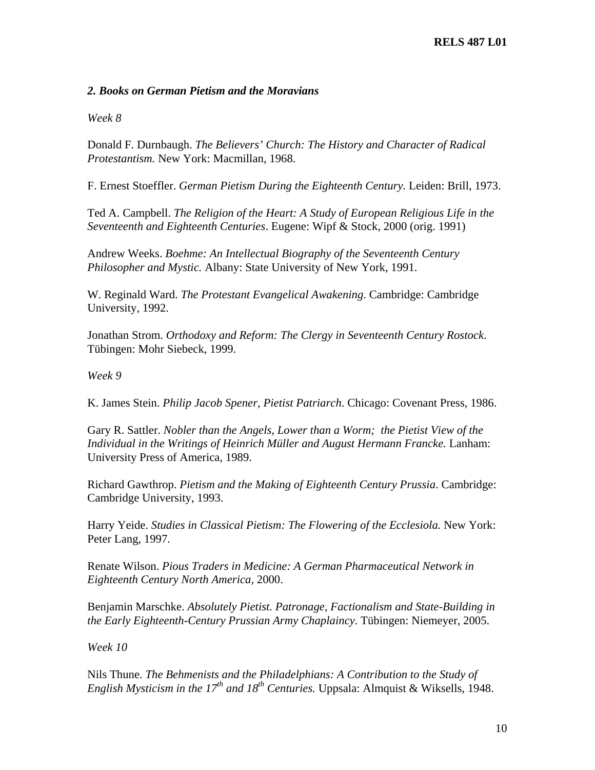### *2. Books on German Pietism and the Moravians*

*Week 8*

Donald F. Durnbaugh. *The Believers' Church: The History and Character of Radical Protestantism.* New York: Macmillan, 1968.

F. Ernest Stoeffler. *German Pietism During the Eighteenth Century.* Leiden: Brill, 1973.

Ted A. Campbell. *The Religion of the Heart: A Study of European Religious Life in the Seventeenth and Eighteenth Centuries*. Eugene: Wipf & Stock, 2000 (orig. 1991)

Andrew Weeks. *Boehme: An Intellectual Biography of the Seventeenth Century Philosopher and Mystic.* Albany: State University of New York, 1991.

W. Reginald Ward. *The Protestant Evangelical Awakening*. Cambridge: Cambridge University, 1992.

Jonathan Strom. *Orthodoxy and Reform: The Clergy in Seventeenth Century Rostock*. Tübingen: Mohr Siebeck, 1999.

*Week 9*

K. James Stein. *Philip Jacob Spener, Pietist Patriarch*. Chicago: Covenant Press, 1986.

Gary R. Sattler. *Nobler than the Angels, Lower than a Worm; the Pietist View of the Individual in the Writings of Heinrich Müller and August Hermann Francke.* Lanham: University Press of America, 1989.

Richard Gawthrop. *Pietism and the Making of Eighteenth Century Prussia*. Cambridge: Cambridge University, 1993.

Harry Yeide. *Studies in Classical Pietism: The Flowering of the Ecclesiola.* New York: Peter Lang, 1997.

Renate Wilson. *Pious Traders in Medicine: A German Pharmaceutical Network in Eighteenth Century North America*, 2000.

Benjamin Marschke. *Absolutely Pietist. Patronage, Factionalism and State-Building in the Early Eighteenth-Century Prussian Army Chaplaincy*. Tübingen: Niemeyer, 2005.

*Week 10*

Nils Thune. *The Behmenists and the Philadelphians: A Contribution to the Study of English Mysticism in the 17th and 18th Centuries.* Uppsala: Almquist & Wiksells, 1948.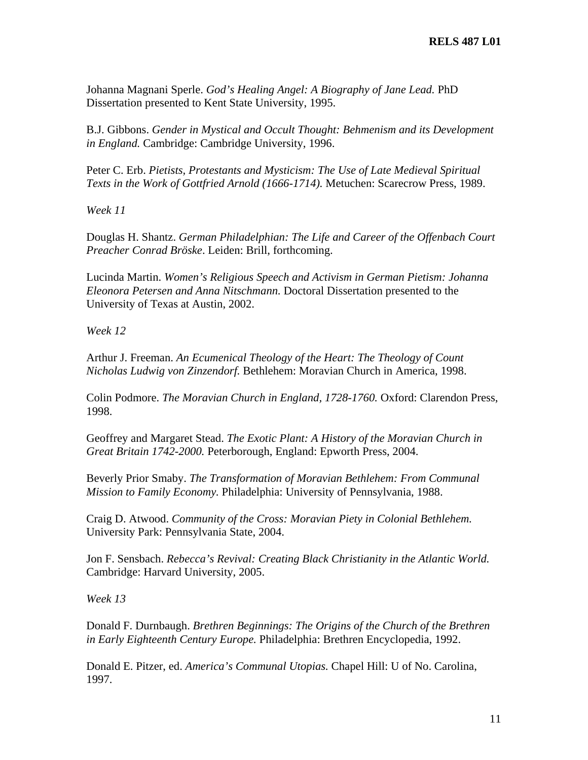Johanna Magnani Sperle. *God's Healing Angel: A Biography of Jane Lead.* PhD Dissertation presented to Kent State University, 1995.

B.J. Gibbons. *Gender in Mystical and Occult Thought: Behmenism and its Development in England.* Cambridge: Cambridge University, 1996.

Peter C. Erb. *Pietists, Protestants and Mysticism: The Use of Late Medieval Spiritual Texts in the Work of Gottfried Arnold (1666-1714).* Metuchen: Scarecrow Press, 1989.

*Week 11*

Douglas H. Shantz. *German Philadelphian: The Life and Career of the Offenbach Court Preacher Conrad Bröske*. Leiden: Brill, forthcoming.

Lucinda Martin. *Women's Religious Speech and Activism in German Pietism: Johanna Eleonora Petersen and Anna Nitschmann.* Doctoral Dissertation presented to the University of Texas at Austin, 2002.

*Week 12*

Arthur J. Freeman. *An Ecumenical Theology of the Heart: The Theology of Count Nicholas Ludwig von Zinzendorf.* Bethlehem: Moravian Church in America, 1998.

Colin Podmore. *The Moravian Church in England, 1728-1760.* Oxford: Clarendon Press, 1998.

Geoffrey and Margaret Stead. *The Exotic Plant: A History of the Moravian Church in Great Britain 1742-2000.* Peterborough, England: Epworth Press, 2004.

Beverly Prior Smaby. *The Transformation of Moravian Bethlehem: From Communal Mission to Family Economy.* Philadelphia: University of Pennsylvania, 1988.

Craig D. Atwood. *Community of the Cross: Moravian Piety in Colonial Bethlehem.* University Park: Pennsylvania State, 2004.

Jon F. Sensbach. *Rebecca's Revival: Creating Black Christianity in the Atlantic World.* Cambridge: Harvard University, 2005.

*Week 13*

Donald F. Durnbaugh. *Brethren Beginnings: The Origins of the Church of the Brethren in Early Eighteenth Century Europe.* Philadelphia: Brethren Encyclopedia, 1992.

Donald E. Pitzer, ed. *America's Communal Utopias.* Chapel Hill: U of No. Carolina, 1997.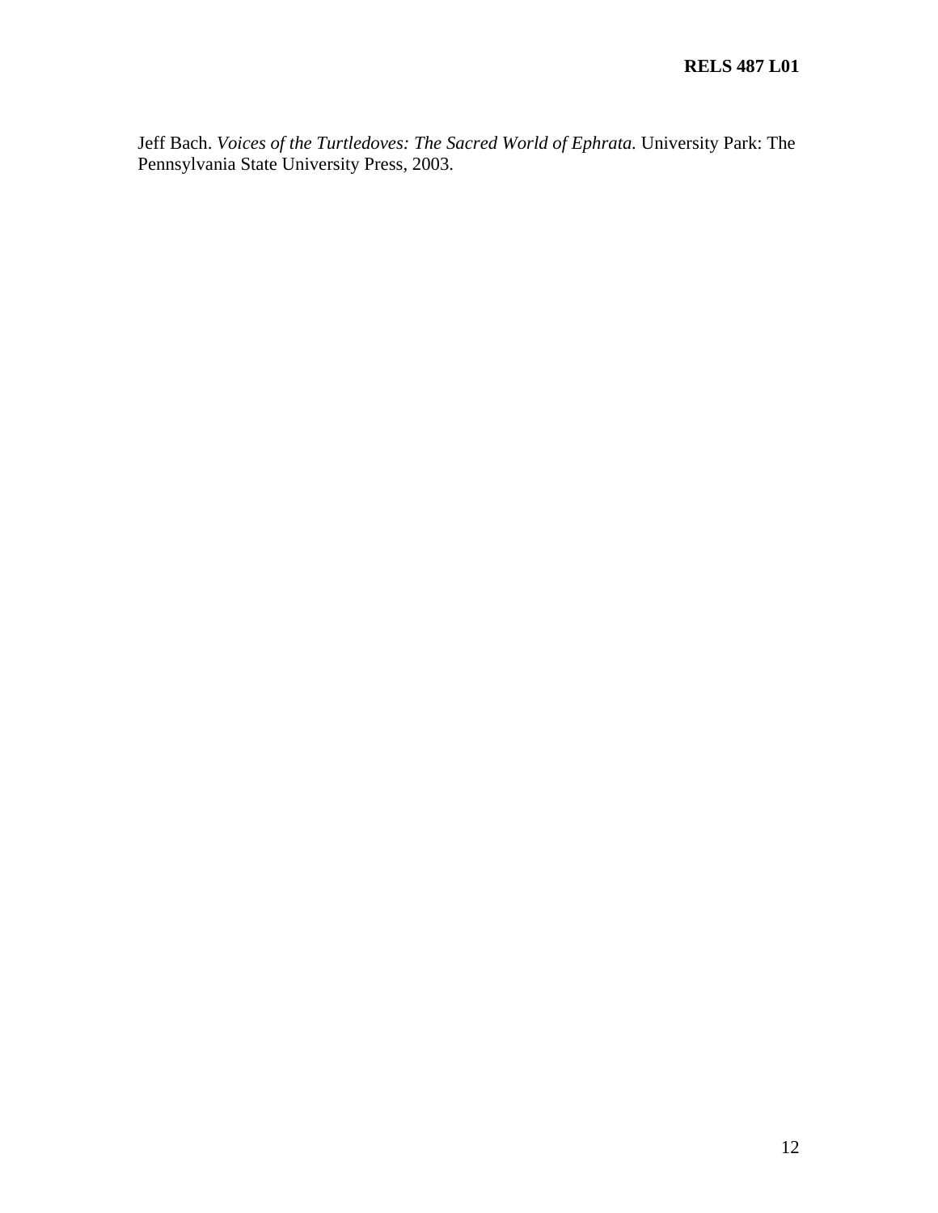Jeff Bach. *Voices of the Turtledoves: The Sacred World of Ephrata.* University Park: The Pennsylvania State University Press, 2003.